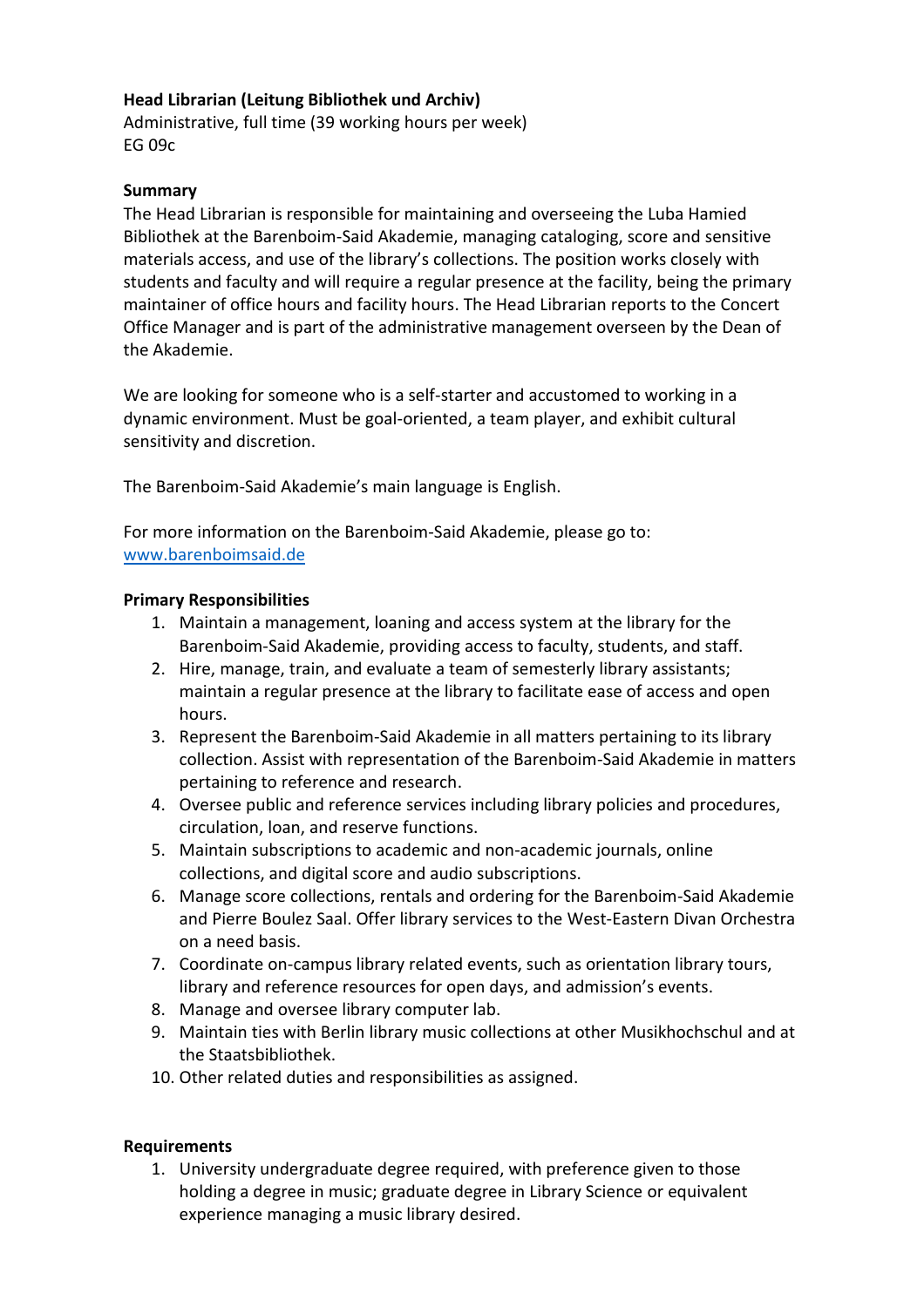**Head Librarian (Leitung Bibliothek und Archiv)**
Administrative, full time (39 working hours per week)
EG 09c

**Summary**
The Head Librarian is responsible for maintaining and overseeing the Luba Hamied Bibliothek at the Barenboim-Said Akademie, managing cataloging, score and sensitive materials access, and use of the library's collections. The position works closely with students and faculty and will require a regular presence at the facility, being the primary maintainer of office hours and facility hours. The Head Librarian reports to the Concert Office Manager and is part of the administrative management overseen by the Dean of the Akademie.

We are looking for someone who is a self-starter and accustomed to working in a dynamic environment. Must be goal-oriented, a team player, and exhibit cultural sensitivity and discretion.

The Barenboim-Said Akademie's main language is English.

For more information on the Barenboim-Said Akademie, please go to: [www.barenboimsaid.de](www.barenboimsaid.de)

**Primary Responsibilities**

1. Maintain a management, loaning and access system at the library for the Barenboim-Said Akademie, providing access to faculty, students, and staff.
2. Hire, manage, train, and evaluate a team of semesterly library assistants; maintain a regular presence at the library to facilitate ease of access and open hours.
3. Represent the Barenboim-Said Akademie in all matters pertaining to its library collection. Assist with representation of the Barenboim-Said Akademie in matters pertaining to reference and research.
4. Oversee public and reference services including library policies and procedures, circulation, loan, and reserve functions.
5. Maintain subscriptions to academic and non-academic journals, online collections, and digital score and audio subscriptions.
6. Manage score collections, rentals and ordering for the Barenboim-Said Akademie and Pierre Boulez Saal. Offer library services to the West-Eastern Divan Orchestra on a need basis.
7. Coordinate on-campus library related events, such as orientation library tours, library and reference resources for open days, and admission's events.
8. Manage and oversee library computer lab.
9. Maintain ties with Berlin library music collections at other Musikhochschul and at the Staatsbibliothek.
10. Other related duties and responsibilities as assigned.

**Requirements**

1. University undergraduate degree required, with preference given to those holding a degree in music; graduate degree in Library Science or equivalent experience managing a music library desired.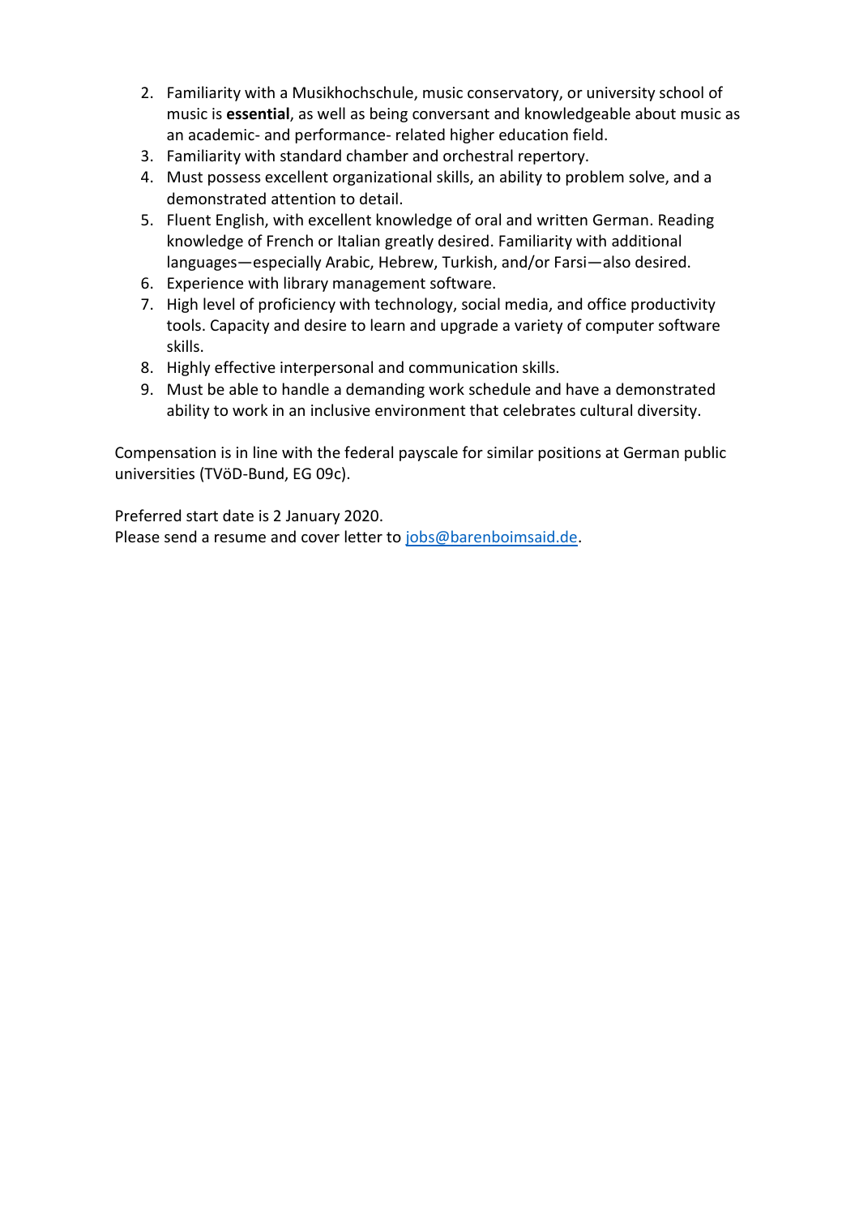2. Familiarity with a Musikhochschule, music conservatory, or university school of music is **essential**, as well as being conversant and knowledgeable about music as an academic- and performance- related higher education field.
3. Familiarity with standard chamber and orchestral repertory.
4. Must possess excellent organizational skills, an ability to problem solve, and a demonstrated attention to detail.
5. Fluent English, with excellent knowledge of oral and written German. Reading knowledge of French or Italian greatly desired. Familiarity with additional languages—especially Arabic, Hebrew, Turkish, and/or Farsi—also desired.
6. Experience with library management software.
7. High level of proficiency with technology, social media, and office productivity tools. Capacity and desire to learn and upgrade a variety of computer software skills.
8. Highly effective interpersonal and communication skills.
9. Must be able to handle a demanding work schedule and have a demonstrated ability to work in an inclusive environment that celebrates cultural diversity.

Compensation is in line with the federal payscale for similar positions at German public universities (TVöD-Bund, EG 09c).

Preferred start date is 2 January 2020.
Please send a resume and cover letter to jobs@barenboimsaid.de.